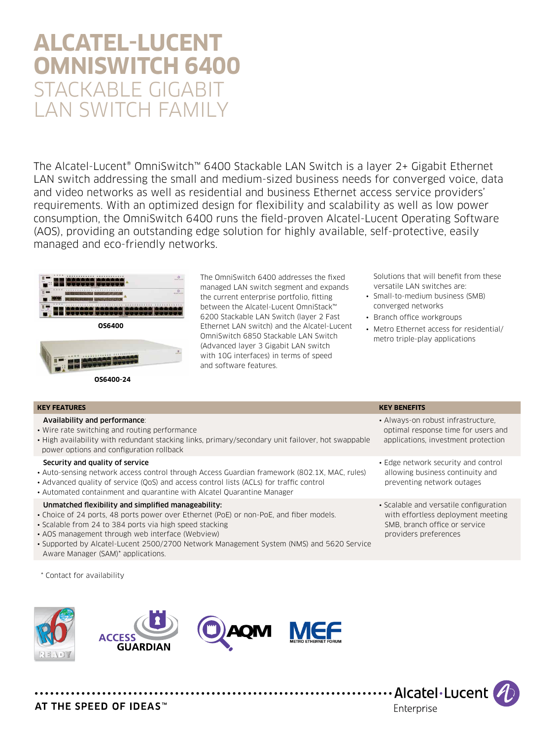# ALCATEL-LUCENT OMNISWITCH 6400

## STACKABLE GIGABIT LAN SWITCH FAMILY

The Alcatel-Lucent® OmniSwitch™ 6400 Stackable LAN Switch is a layer 2+ Gigabit Ethernet LAN switch addressing the small and medium-sized business needs for converged voice, data and video networks as well as residential and business Ethernet access service providers' requirements. With an optimized design for flexibility and scalability as well as low power consumption, the OmniSwitch 6400 runs the field-proven Alcatel-Lucent Operating Software (AOS), providing an outstanding edge solution for highly available, self-protective, easily managed and eco-friendly networks.

OS6400

OS6400-24

The OmniSwitch 6400 addresses the fixed managed LAN switch segment and expands the current enterprise portfolio, fitting between the Alcatel-Lucent OmniStack™ 6200 Stackable LAN Switch (layer 2 Fast Ethernet LAN switch) and the Alcatel-Lucent OmniSwitch 6850 Stackable LAN Switch (Advanced layer 3 Gigabit LAN switch with 10G interfaces) in terms of speed and software features.

Solutions that will benefit from these versatile LAN switches are:

- Small-to-medium business (SMB) converged networks
- Branch office workgroups
- Metro Ethernet access for residential/ metro triple-play applications

| KEY FEATURES | KEY BENEFITS |
|---|---|
| **Availability and performance**:<br>• Wire rate switching and routing performance<br>• High availability with redundant stacking links, primary/secondary unit failover, hot swappable power options and configuration rollback | • Always-on robust infrastructure, optimal response time for users and applications, investment protection |
| **Security and quality of service**<br>• Auto-sensing network access control through Access Guardian framework (802.1X, MAC, rules)<br>• Advanced quality of service (QoS) and access control lists (ACLs) for traffic control<br>• Automated containment and quarantine with Alcatel Quarantine Manager | • Edge network security and control allowing business continuity and preventing network outages |
| **Unmatched flexibility and simplified manageability:**<br>• Choice of 24 ports, 48 ports power over Ethernet (PoE) or non-PoE, and fiber models.<br>• Scalable from 24 to 384 ports via high speed stacking<br>• AOS management through web interface (Webview)<br>• Supported by Alcatel-Lucent 2500/2700 Network Management System (NMS) and 5620 Service Aware Manager (SAM)* applications. | • Scalable and versatile configuration with effortless deployment meeting SMB, branch office or service providers preferences |

\* Contact for availability

AT THE SPEED OF IDEAS™

Alcatel·Lucent Enterprise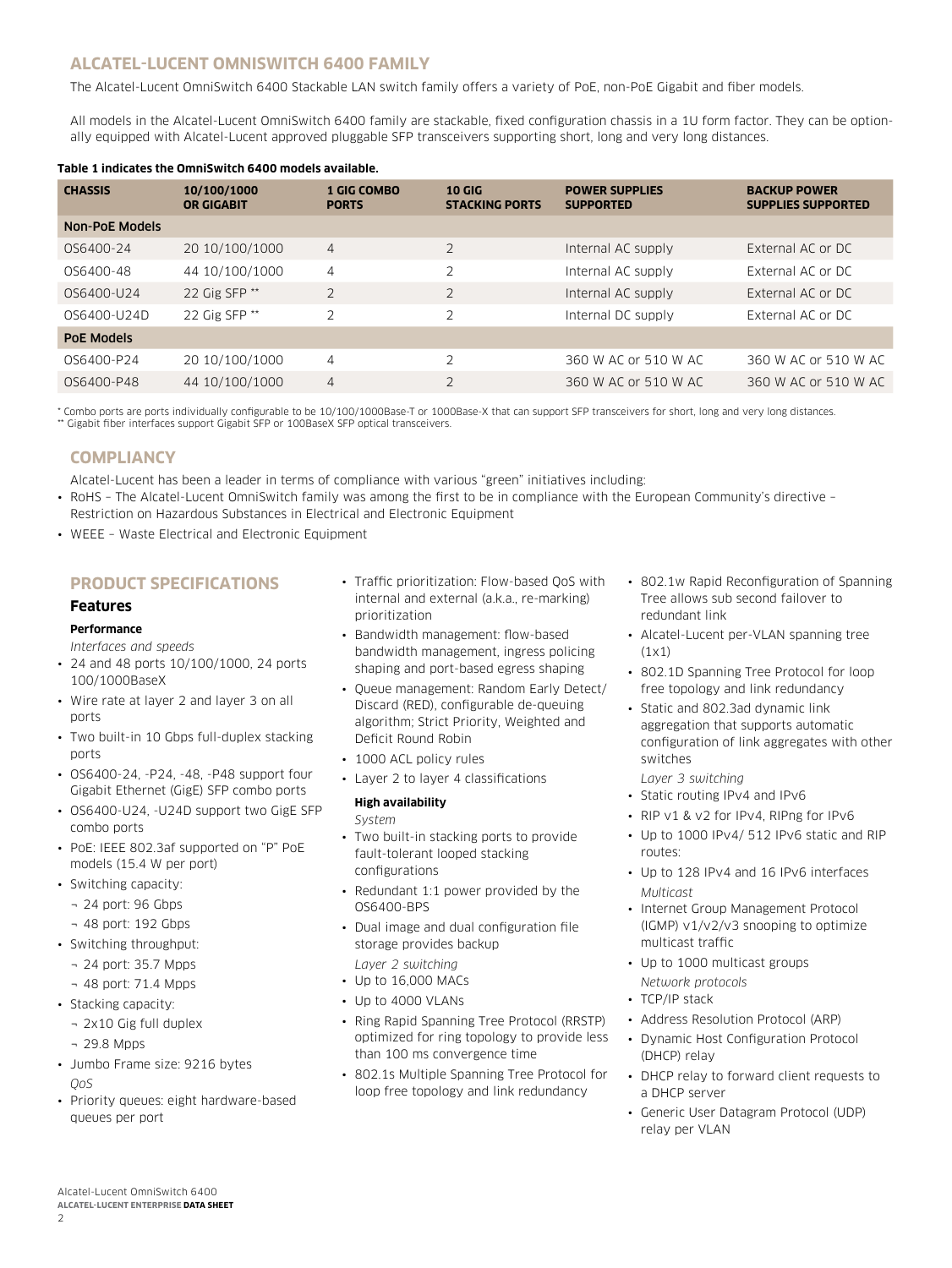## ALCATEL-LUCENT OMNISWITCH 6400 FAMILY

The Alcatel-Lucent OmniSwitch 6400 Stackable LAN switch family offers a variety of PoE, non-PoE Gigabit and fiber models.

All models in the Alcatel-Lucent OmniSwitch 6400 family are stackable, fixed configuration chassis in a 1U form factor. They can be optionally equipped with Alcatel-Lucent approved pluggable SFP transceivers supporting short, long and very long distances.

**Table 1 indicates the OmniSwitch 6400 models available.**

| CHASSIS | 10/100/1000 OR GIGABIT | 1 GIG COMBO PORTS | 10 GIG STACKING PORTS | POWER SUPPLIES SUPPORTED | BACKUP POWER SUPPLIES SUPPORTED |
|---|---|---|---|---|---|
| **Non-PoE Models** | | | | | |
| OS6400-24 | 20 10/100/1000 | 4 | 2 | Internal AC supply | External AC or DC |
| OS6400-48 | 44 10/100/1000 | 4 | 2 | Internal AC supply | External AC or DC |
| OS6400-U24 | 22 Gig SFP ** | 2 | 2 | Internal AC supply | External AC or DC |
| OS6400-U24D | 22 Gig SFP ** | 2 | 2 | Internal DC supply | External AC or DC |
| **PoE Models** | | | | | |
| OS6400-P24 | 20 10/100/1000 | 4 | 2 | 360 W AC or 510 W AC | 360 W AC or 510 W AC |
| OS6400-P48 | 44 10/100/1000 | 4 | 2 | 360 W AC or 510 W AC | 360 W AC or 510 W AC |

* Combo ports are ports individually configurable to be 10/100/1000Base-T or 1000Base-X that can support SFP transceivers for short, long and very long distances.
** Gigabit fiber interfaces support Gigabit SFP or 100BaseX SFP optical transceivers.

## COMPLIANCY

Alcatel-Lucent has been a leader in terms of compliance with various "green" initiatives including:

- RoHS – The Alcatel-Lucent OmniSwitch family was among the first to be in compliance with the European Community's directive – Restriction on Hazardous Substances in Electrical and Electronic Equipment
- WEEE – Waste Electrical and Electronic Equipment

## PRODUCT SPECIFICATIONS

### Features

#### Performance

*Interfaces and speeds*

- 24 and 48 ports 10/100/1000, 24 ports 100/1000BaseX
- Wire rate at layer 2 and layer 3 on all ports
- Two built-in 10 Gbps full-duplex stacking ports
- OS6400-24, -P24, -48, -P48 support four Gigabit Ethernet (GigE) SFP combo ports
- OS6400-U24, -U24D support two GigE SFP combo ports
- PoE: IEEE 802.3af supported on "P" PoE models (15.4 W per port)
- Switching capacity:
  - 24 port: 96 Gbps
  - 48 port: 192 Gbps
- Switching throughput:
  - 24 port: 35.7 Mpps
  - 48 port: 71.4 Mpps
- Stacking capacity:
  - 2x10 Gig full duplex
  - 29.8 Mpps
- Jumbo Frame size: 9216 bytes

*QoS*

- Priority queues: eight hardware-based queues per port
- Traffic prioritization: Flow-based QoS with internal and external (a.k.a., re-marking) prioritization
- Bandwidth management: flow-based bandwidth management, ingress policing shaping and port-based egress shaping
- Queue management: Random Early Detect/Discard (RED), configurable de-queuing algorithm; Strict Priority, Weighted and Deficit Round Robin
- 1000 ACL policy rules
- Layer 2 to layer 4 classifications

#### High availability

*System*

- Two built-in stacking ports to provide fault-tolerant looped stacking configurations
- Redundant 1:1 power provided by the OS6400-BPS
- Dual image and dual configuration file storage provides backup

*Layer 2 switching*

- Up to 16,000 MACs
- Up to 4000 VLANs
- Ring Rapid Spanning Tree Protocol (RRSTP) optimized for ring topology to provide less than 100 ms convergence time
- 802.1s Multiple Spanning Tree Protocol for loop free topology and link redundancy
- 802.1w Rapid Reconfiguration of Spanning Tree allows sub second failover to redundant link
- Alcatel-Lucent per-VLAN spanning tree (1x1)
- 802.1D Spanning Tree Protocol for loop free topology and link redundancy
- Static and 802.3ad dynamic link aggregation that supports automatic configuration of link aggregates with other switches

*Layer 3 switching*

- Static routing IPv4 and IPv6
- RIP v1 & v2 for IPv4, RIPng for IPv6
- Up to 1000 IPv4/ 512 IPv6 static and RIP routes:
- Up to 128 IPv4 and 16 IPv6 interfaces

*Multicast*

- Internet Group Management Protocol (IGMP) v1/v2/v3 snooping to optimize multicast traffic
- Up to 1000 multicast groups

*Network protocols*

- TCP/IP stack
- Address Resolution Protocol (ARP)
- Dynamic Host Configuration Protocol (DHCP) relay
- DHCP relay to forward client requests to a DHCP server
- Generic User Datagram Protocol (UDP) relay per VLAN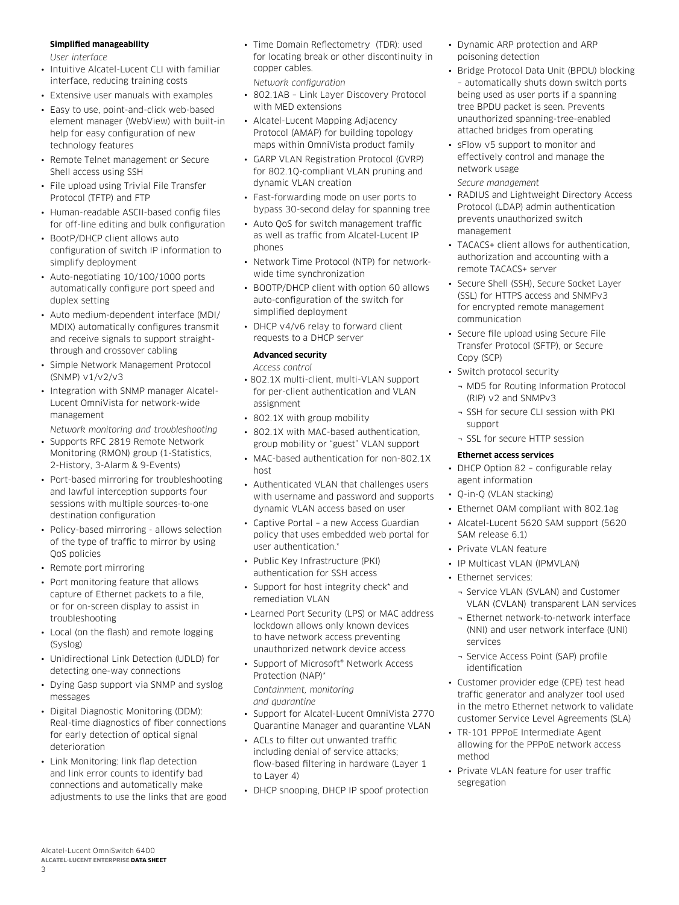**Simplified manageability**

*User interface*

- Intuitive Alcatel-Lucent CLI with familiar interface, reducing training costs
- Extensive user manuals with examples
- Easy to use, point-and-click web-based element manager (WebView) with built-in help for easy configuration of new technology features
- Remote Telnet management or Secure Shell access using SSH
- File upload using Trivial File Transfer Protocol (TFTP) and FTP
- Human-readable ASCII-based config files for off-line editing and bulk configuration
- BootP/DHCP client allows auto configuration of switch IP information to simplify deployment
- Auto-negotiating 10/100/1000 ports automatically configure port speed and duplex setting
- Auto medium-dependent interface (MDI/MDIX) automatically configures transmit and receive signals to support straight-through and crossover cabling
- Simple Network Management Protocol (SNMP) v1/v2/v3
- Integration with SNMP manager Alcatel-Lucent OmniVista for network-wide management

*Network monitoring and troubleshooting*

- Supports RFC 2819 Remote Network Monitoring (RMON) group (1-Statistics, 2-History, 3-Alarm & 9-Events)
- Port-based mirroring for troubleshooting and lawful interception supports four sessions with multiple sources-to-one destination configuration
- Policy-based mirroring - allows selection of the type of traffic to mirror by using QoS policies
- Remote port mirroring
- Port monitoring feature that allows capture of Ethernet packets to a file, or for on-screen display to assist in troubleshooting
- Local (on the flash) and remote logging (Syslog)
- Unidirectional Link Detection (UDLD) for detecting one-way connections
- Dying Gasp support via SNMP and syslog messages
- Digital Diagnostic Monitoring (DDM): Real-time diagnostics of fiber connections for early detection of optical signal deterioration
- Link Monitoring: link flap detection and link error counts to identify bad connections and automatically make adjustments to use the links that are good
- Time Domain Reflectometry (TDR): used for locating break or other discontinuity in copper cables.

*Network configuration*

- 802.1AB – Link Layer Discovery Protocol with MED extensions
- Alcatel-Lucent Mapping Adjacency Protocol (AMAP) for building topology maps within OmniVista product family
- GARP VLAN Registration Protocol (GVRP) for 802.1Q-compliant VLAN pruning and dynamic VLAN creation
- Fast-forwarding mode on user ports to bypass 30-second delay for spanning tree
- Auto QoS for switch management traffic as well as traffic from Alcatel-Lucent IP phones
- Network Time Protocol (NTP) for network-wide time synchronization
- BOOTP/DHCP client with option 60 allows auto-configuration of the switch for simplified deployment
- DHCP v4/v6 relay to forward client requests to a DHCP server

**Advanced security**

*Access control*

- 802.1X multi-client, multi-VLAN support for per-client authentication and VLAN assignment
- 802.1X with group mobility
- 802.1X with MAC-based authentication, group mobility or "guest" VLAN support
- MAC-based authentication for non-802.1X host
- Authenticated VLAN that challenges users with username and password and supports dynamic VLAN access based on user
- Captive Portal – a new Access Guardian policy that uses embedded web portal for user authentication.*
- Public Key Infrastructure (PKI) authentication for SSH access
- Support for host integrity check* and remediation VLAN
- Learned Port Security (LPS) or MAC address lockdown allows only known devices to have network access preventing unauthorized network device access
- Support of Microsoft® Network Access Protection (NAP)*

*Containment, monitoring and quarantine*

- Support for Alcatel-Lucent OmniVista 2770 Quarantine Manager and quarantine VLAN
- ACLs to filter out unwanted traffic including denial of service attacks; flow-based filtering in hardware (Layer 1 to Layer 4)
- DHCP snooping, DHCP IP spoof protection
- Dynamic ARP protection and ARP poisoning detection
- Bridge Protocol Data Unit (BPDU) blocking – automatically shuts down switch ports being used as user ports if a spanning tree BPDU packet is seen. Prevents unauthorized spanning-tree-enabled attached bridges from operating
- sFlow v5 support to monitor and effectively control and manage the network usage

*Secure management*

- RADIUS and Lightweight Directory Access Protocol (LDAP) admin authentication prevents unauthorized switch management
- TACACS+ client allows for authentication, authorization and accounting with a remote TACACS+ server
- Secure Shell (SSH), Secure Socket Layer (SSL) for HTTPS access and SNMPv3 for encrypted remote management communication
- Secure file upload using Secure File Transfer Protocol (SFTP), or Secure Copy (SCP)
- Switch protocol security
  - MD5 for Routing Information Protocol (RIP) v2 and SNMPv3
  - SSH for secure CLI session with PKI support
  - SSL for secure HTTP session

**Ethernet access services**

- DHCP Option 82 – configurable relay agent information
- Q-in-Q (VLAN stacking)
- Ethernet OAM compliant with 802.1ag
- Alcatel-Lucent 5620 SAM support (5620 SAM release 6.1)
- Private VLAN feature
- IP Multicast VLAN (IPMVLAN)
- Ethernet services:
  - Service VLAN (SVLAN) and Customer VLAN (CVLAN) transparent LAN services
  - Ethernet network-to-network interface (NNI) and user network interface (UNI) services
  - Service Access Point (SAP) profile identification
- Customer provider edge (CPE) test head traffic generator and analyzer tool used in the metro Ethernet network to validate customer Service Level Agreements (SLA)
- TR-101 PPPoE Intermediate Agent allowing for the PPPoE network access method
- Private VLAN feature for user traffic segregation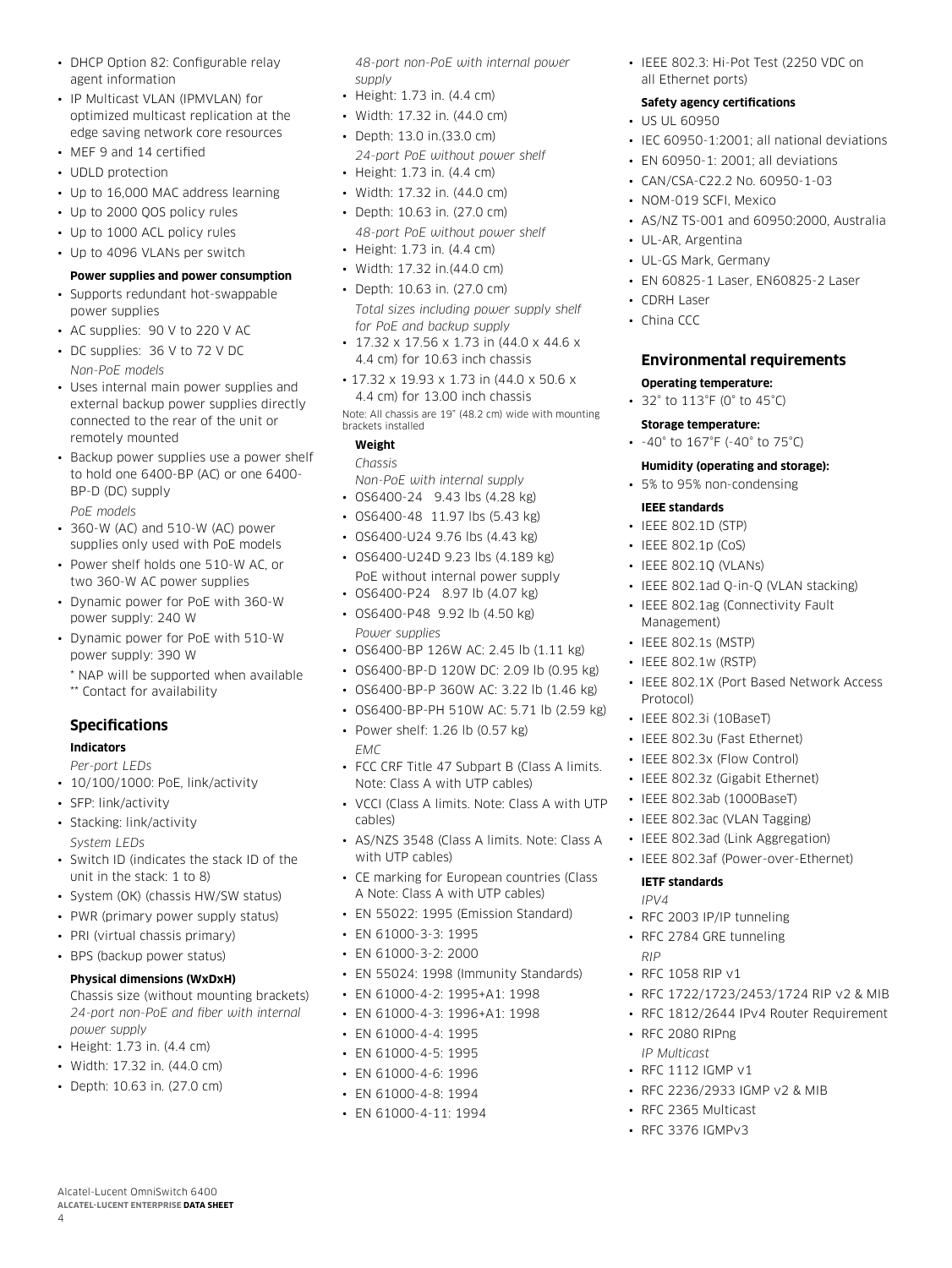- DHCP Option 82: Configurable relay agent information
- IP Multicast VLAN (IPMVLAN) for optimized multicast replication at the edge saving network core resources
- MEF 9 and 14 certified
- UDLD protection
- Up to 16,000 MAC address learning
- Up to 2000 QOS policy rules
- Up to 1000 ACL policy rules
- Up to 4096 VLANs per switch

**Power supplies and power consumption**

- Supports redundant hot-swappable power supplies
- AC supplies: 90 V to 220 V AC
- DC supplies: 36 V to 72 V DC

*Non-PoE models*

- Uses internal main power supplies and external backup power supplies directly connected to the rear of the unit or remotely mounted
- Backup power supplies use a power shelf to hold one 6400-BP (AC) or one 6400-BP-D (DC) supply

*PoE models*

- 360-W (AC) and 510-W (AC) power supplies only used with PoE models
- Power shelf holds one 510-W AC, or two 360-W AC power supplies
- Dynamic power for PoE with 360-W power supply: 240 W
- Dynamic power for PoE with 510-W power supply: 390 W

\* NAP will be supported when available

\*\* Contact for availability

## Specifications

**Indicators**

*Per-port LEDs*

- 10/100/1000: PoE, link/activity
- SFP: link/activity
- Stacking: link/activity

*System LEDs*

- Switch ID (indicates the stack ID of the unit in the stack: 1 to 8)
- System (OK) (chassis HW/SW status)
- PWR (primary power supply status)
- PRI (virtual chassis primary)
- BPS (backup power status)

**Physical dimensions (WxDxH)**

Chassis size (without mounting brackets)

*24-port non-PoE and fiber with internal power supply*

- Height: 1.73 in. (4.4 cm)
- Width: 17.32 in. (44.0 cm)
- Depth: 10.63 in. (27.0 cm)

*48-port non-PoE with internal power supply*

- Height: 1.73 in. (4.4 cm)
- Width: 17.32 in. (44.0 cm)
- Depth: 13.0 in.(33.0 cm)

*24-port PoE without power shelf*

- Height: 1.73 in. (4.4 cm)
- Width: 17.32 in. (44.0 cm)
- Depth: 10.63 in. (27.0 cm)

*48-port PoE without power shelf*

- Height: 1.73 in. (4.4 cm)
- Width: 17.32 in.(44.0 cm)
- Depth: 10.63 in. (27.0 cm)

*Total sizes including power supply shelf for PoE and backup supply*

- 17.32 x 17.56 x 1.73 in (44.0 x 44.6 x 4.4 cm) for 10.63 inch chassis
- 17.32 x 19.93 x 1.73 in (44.0 x 50.6 x 4.4 cm) for 13.00 inch chassis

Note: All chassis are 19" (48.2 cm) wide with mounting brackets installed

**Weight**

*Chassis*

*Non-PoE with internal supply*

- OS6400-24 9.43 lbs (4.28 kg)
- OS6400-48 11.97 lbs (5.43 kg)
- OS6400-U24 9.76 lbs (4.43 kg)
- OS6400-U24D 9.23 lbs (4.189 kg)

PoE without internal power supply

- OS6400-P24 8.97 lb (4.07 kg)
- OS6400-P48 9.92 lb (4.50 kg)

*Power supplies*

- OS6400-BP 126W AC: 2.45 lb (1.11 kg)
- OS6400-BP-D 120W DC: 2.09 lb (0.95 kg)
- OS6400-BP-P 360W AC: 3.22 lb (1.46 kg)
- OS6400-BP-PH 510W AC: 5.71 lb (2.59 kg)
- Power shelf: 1.26 lb (0.57 kg)

*EMC*

- FCC CRF Title 47 Subpart B (Class A limits. Note: Class A with UTP cables)
- VCCI (Class A limits. Note: Class A with UTP cables)
- AS/NZS 3548 (Class A limits. Note: Class A with UTP cables)
- CE marking for European countries (Class A Note: Class A with UTP cables)
- EN 55022: 1995 (Emission Standard)
- EN 61000-3-3: 1995
- EN 61000-3-2: 2000
- EN 55024: 1998 (Immunity Standards)
- EN 61000-4-2: 1995+A1: 1998
- EN 61000-4-3: 1996+A1: 1998
- EN 61000-4-4: 1995
- EN 61000-4-5: 1995
- EN 61000-4-6: 1996
- EN 61000-4-8: 1994
- EN 61000-4-11: 1994
- IEEE 802.3: Hi-Pot Test (2250 VDC on all Ethernet ports)

**Safety agency certifications**

- US UL 60950
- IEC 60950-1:2001; all national deviations
- EN 60950-1: 2001; all deviations
- CAN/CSA-C22.2 No. 60950-1-03
- NOM-019 SCFI, Mexico
- AS/NZ TS-001 and 60950:2000, Australia
- UL-AR, Argentina
- UL-GS Mark, Germany
- EN 60825-1 Laser, EN60825-2 Laser
- CDRH Laser
- China CCC

## Environmental requirements

**Operating temperature:**

- 32° to 113°F (0° to 45°C)

**Storage temperature:**

- -40° to 167°F (-40° to 75°C)

**Humidity (operating and storage):**

- 5% to 95% non-condensing

**IEEE standards**

- IEEE 802.1D (STP)
- IEEE 802.1p (CoS)
- IEEE 802.1Q (VLANs)
- IEEE 802.1ad Q-in-Q (VLAN stacking)
- IEEE 802.1ag (Connectivity Fault Management)
- IEEE 802.1s (MSTP)
- IEEE 802.1w (RSTP)
- IEEE 802.1X (Port Based Network Access Protocol)
- IEEE 802.3i (10BaseT)
- IEEE 802.3u (Fast Ethernet)
- IEEE 802.3x (Flow Control)
- IEEE 802.3z (Gigabit Ethernet)
- IEEE 802.3ab (1000BaseT)
- IEEE 802.3ac (VLAN Tagging)
- IEEE 802.3ad (Link Aggregation)
- IEEE 802.3af (Power-over-Ethernet)

**IETF standards**

*IPV4*

- RFC 2003 IP/IP tunneling
- RFC 2784 GRE tunneling

*RIP*

- RFC 1058 RIP v1
- RFC 1722/1723/2453/1724 RIP v2 & MIB
- RFC 1812/2644 IPv4 Router Requirement
- RFC 2080 RIPng

*IP Multicast*

- RFC 1112 IGMP v1
- RFC 2236/2933 IGMP v2 & MIB
- RFC 2365 Multicast
- RFC 3376 IGMPv3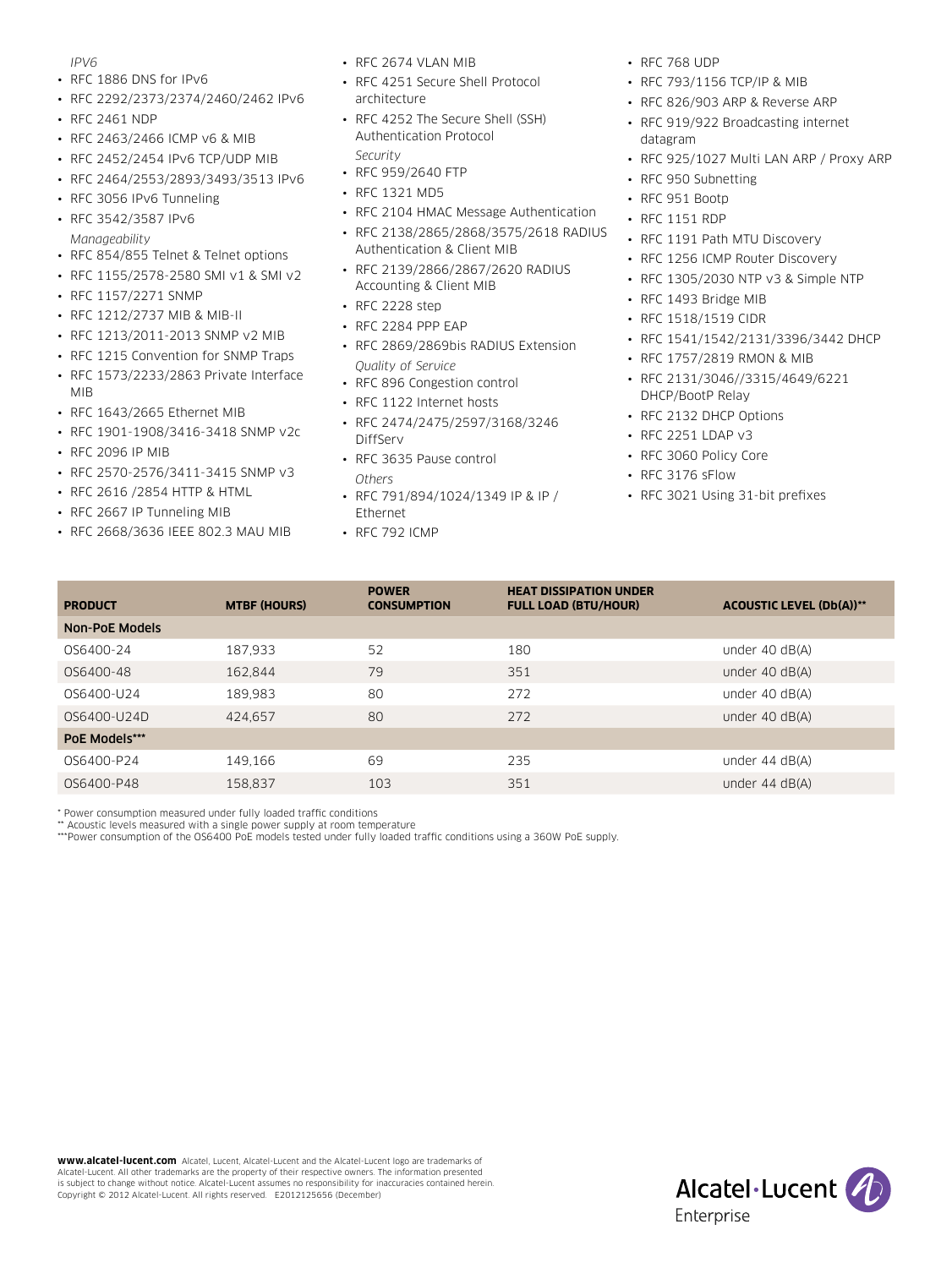*IPV6*

- RFC 1886 DNS for IPv6
- RFC 2292/2373/2374/2460/2462 IPv6
- RFC 2461 NDP
- RFC 2463/2466 ICMP v6 & MIB
- RFC 2452/2454 IPv6 TCP/UDP MIB
- RFC 2464/2553/2893/3493/3513 IPv6
- RFC 3056 IPv6 Tunneling
- RFC 3542/3587 IPv6

*Manageability*

- RFC 854/855 Telnet & Telnet options
- RFC 1155/2578-2580 SMI v1 & SMI v2
- RFC 1157/2271 SNMP
- RFC 1212/2737 MIB & MIB-II
- RFC 1213/2011-2013 SNMP v2 MIB
- RFC 1215 Convention for SNMP Traps
- RFC 1573/2233/2863 Private Interface MIB
- RFC 1643/2665 Ethernet MIB
- RFC 1901-1908/3416-3418 SNMP v2c
- RFC 2096 IP MIB
- RFC 2570-2576/3411-3415 SNMP v3
- RFC 2616 /2854 HTTP & HTML
- RFC 2667 IP Tunneling MIB
- RFC 2668/3636 IEEE 802.3 MAU MIB
- RFC 2674 VLAN MIB
- RFC 4251 Secure Shell Protocol architecture
- RFC 4252 The Secure Shell (SSH) Authentication Protocol

*Security*

- RFC 959/2640 FTP
- RFC 1321 MD5
- RFC 2104 HMAC Message Authentication
- RFC 2138/2865/2868/3575/2618 RADIUS Authentication & Client MIB
- RFC 2139/2866/2867/2620 RADIUS Accounting & Client MIB
- RFC 2228 step
- RFC 2284 PPP EAP
- RFC 2869/2869bis RADIUS Extension

*Quality of Service*

- RFC 896 Congestion control
- RFC 1122 Internet hosts
- RFC 2474/2475/2597/3168/3246 DiffServ
- RFC 3635 Pause control

*Others*

- RFC 791/894/1024/1349 IP & IP / Ethernet
- RFC 792 ICMP
- RFC 768 UDP
- RFC 793/1156 TCP/IP & MIB
- RFC 826/903 ARP & Reverse ARP
- RFC 919/922 Broadcasting internet datagram
- RFC 925/1027 Multi LAN ARP / Proxy ARP
- RFC 950 Subnetting
- RFC 951 Bootp
- RFC 1151 RDP
- RFC 1191 Path MTU Discovery
- RFC 1256 ICMP Router Discovery
- RFC 1305/2030 NTP v3 & Simple NTP
- RFC 1493 Bridge MIB
- RFC 1518/1519 CIDR
- RFC 1541/1542/2131/3396/3442 DHCP
- RFC 1757/2819 RMON & MIB
- RFC 2131/3046//3315/4649/6221 DHCP/BootP Relay
- RFC 2132 DHCP Options
- RFC 2251 LDAP v3
- RFC 3060 Policy Core
- RFC 3176 sFlow
- RFC 3021 Using 31-bit prefixes

| PRODUCT | MTBF (HOURS) | POWER CONSUMPTION | HEAT DISSIPATION UNDER FULL LOAD (BTU/HOUR) | ACOUSTIC LEVEL (Db(A))** |
|---|---|---|---|---|
| **Non-PoE Models** | | | | |
| OS6400-24 | 187,933 | 52 | 180 | under 40 dB(A) |
| OS6400-48 | 162,844 | 79 | 351 | under 40 dB(A) |
| OS6400-U24 | 189,983 | 80 | 272 | under 40 dB(A) |
| OS6400-U24D | 424,657 | 80 | 272 | under 40 dB(A) |
| **PoE Models*** ** | | | | |
| OS6400-P24 | 149,166 | 69 | 235 | under 44 dB(A) |
| OS6400-P48 | 158,837 | 103 | 351 | under 44 dB(A) |

\* Power consumption measured under fully loaded traffic conditions
** Acoustic levels measured with a single power supply at room temperature
***Power consumption of the OS6400 PoE models tested under fully loaded traffic conditions using a 360W PoE supply.

**www.alcatel-lucent.com** Alcatel, Lucent, Alcatel-Lucent and the Alcatel-Lucent logo are trademarks of Alcatel-Lucent. All other trademarks are the property of their respective owners. The information presented is subject to change without notice. Alcatel-Lucent assumes no responsibility for inaccuracies contained herein. Copyright © 2012 Alcatel-Lucent. All rights reserved. E2012125656 (December)

Alcatel·Lucent Enterprise